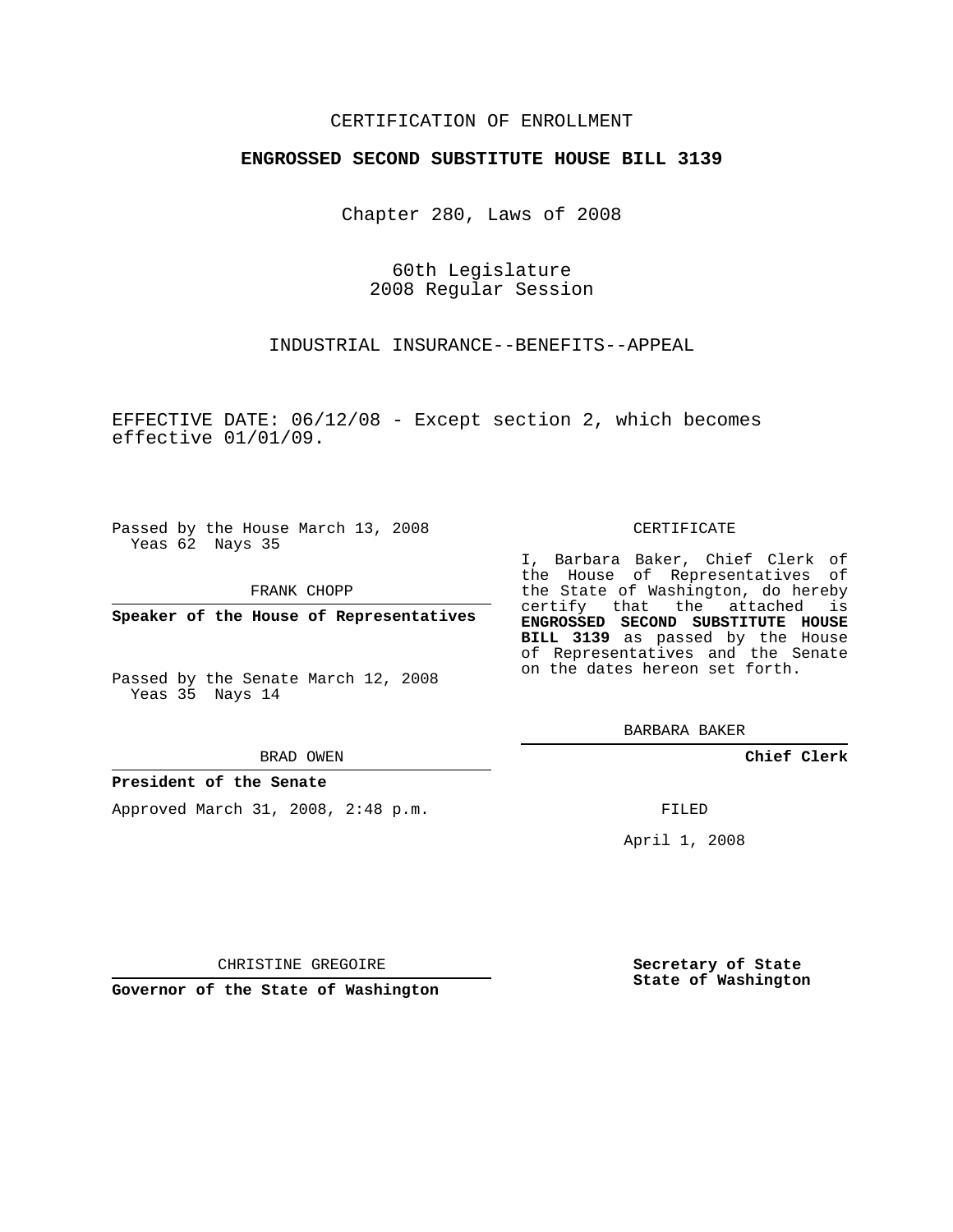CERTIFICATION OF ENROLLMENT

**ENGROSSED SECOND SUBSTITUTE HOUSE BILL 3139**

Chapter 280, Laws of 2008

60th Legislature
2008 Regular Session

INDUSTRIAL INSURANCE--BENEFITS--APPEAL

EFFECTIVE DATE: 06/12/08 - Except section 2, which becomes effective 01/01/09.

Passed by the House March 13, 2008
Yeas 62 Nays 35

FRANK CHOPP

**Speaker of the House of Representatives**

Passed by the Senate March 12, 2008
Yeas 35 Nays 14

BRAD OWEN

**President of the Senate**

Approved March 31, 2008, 2:48 p.m.

CHRISTINE GREGOIRE

**Governor of the State of Washington**

CERTIFICATE

I, Barbara Baker, Chief Clerk of the House of Representatives of the State of Washington, do hereby certify that the attached is **ENGROSSED SECOND SUBSTITUTE HOUSE BILL 3139** as passed by the House of Representatives and the Senate on the dates hereon set forth.

BARBARA BAKER

**Chief Clerk**

FILED

April 1, 2008

**Secretary of State**
**State of Washington**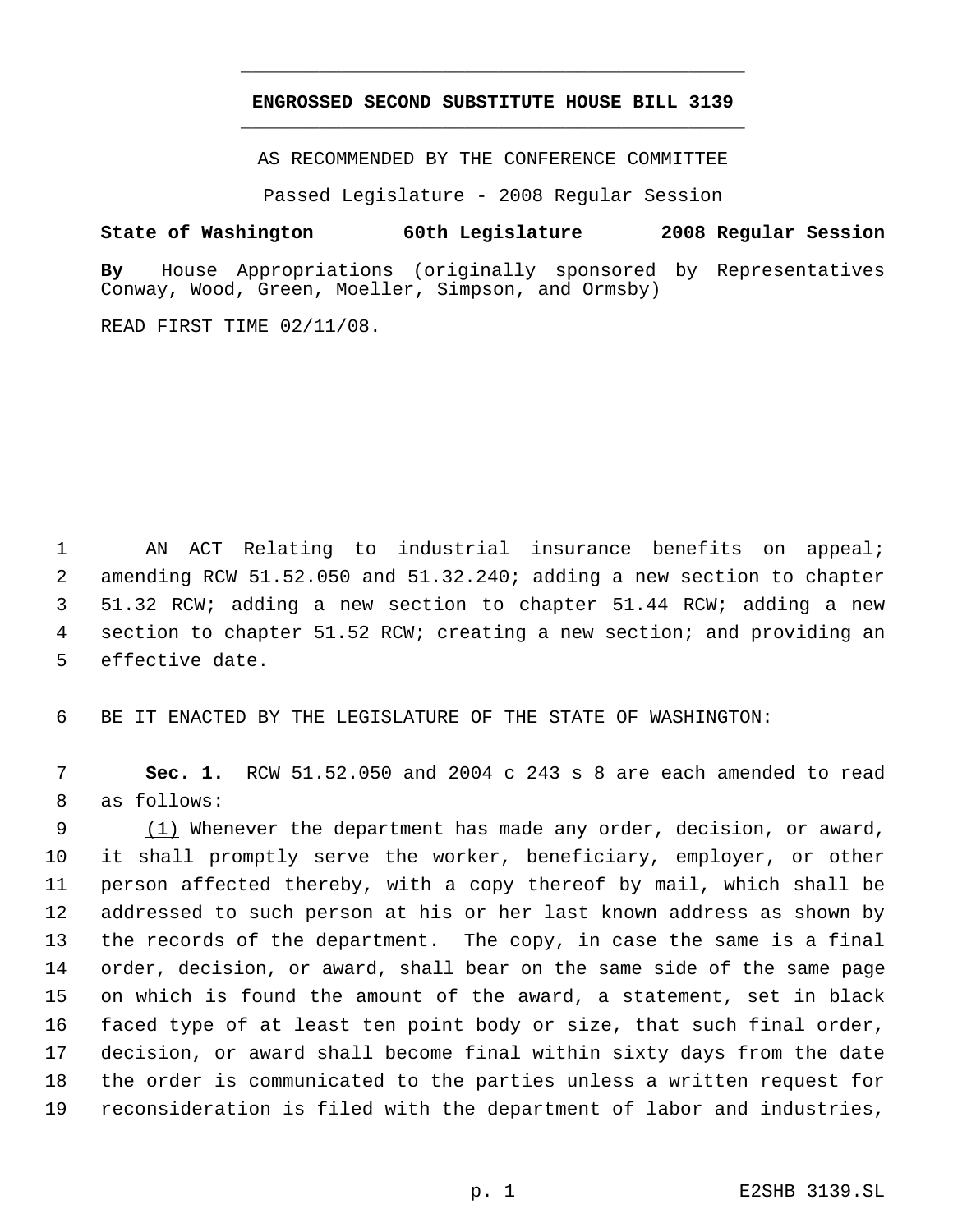**ENGROSSED SECOND SUBSTITUTE HOUSE BILL 3139**

AS RECOMMENDED BY THE CONFERENCE COMMITTEE

Passed Legislature - 2008 Regular Session

**State of Washington 60th Legislature 2008 Regular Session**

**By** House Appropriations (originally sponsored by Representatives Conway, Wood, Green, Moeller, Simpson, and Ormsby)

READ FIRST TIME 02/11/08.

1 AN ACT Relating to industrial insurance benefits on appeal;
2 amending RCW 51.52.050 and 51.32.240; adding a new section to chapter
3 51.32 RCW; adding a new section to chapter 51.44 RCW; adding a new
4 section to chapter 51.52 RCW; creating a new section; and providing an
5 effective date.

6 BE IT ENACTED BY THE LEGISLATURE OF THE STATE OF WASHINGTON:

7 **Sec. 1.** RCW 51.52.050 and 2004 c 243 s 8 are each amended to read
8 as follows:

9 (1) Whenever the department has made any order, decision, or award,
10 it shall promptly serve the worker, beneficiary, employer, or other
11 person affected thereby, with a copy thereof by mail, which shall be
12 addressed to such person at his or her last known address as shown by
13 the records of the department. The copy, in case the same is a final
14 order, decision, or award, shall bear on the same side of the same page
15 on which is found the amount of the award, a statement, set in black
16 faced type of at least ten point body or size, that such final order,
17 decision, or award shall become final within sixty days from the date
18 the order is communicated to the parties unless a written request for
19 reconsideration is filed with the department of labor and industries,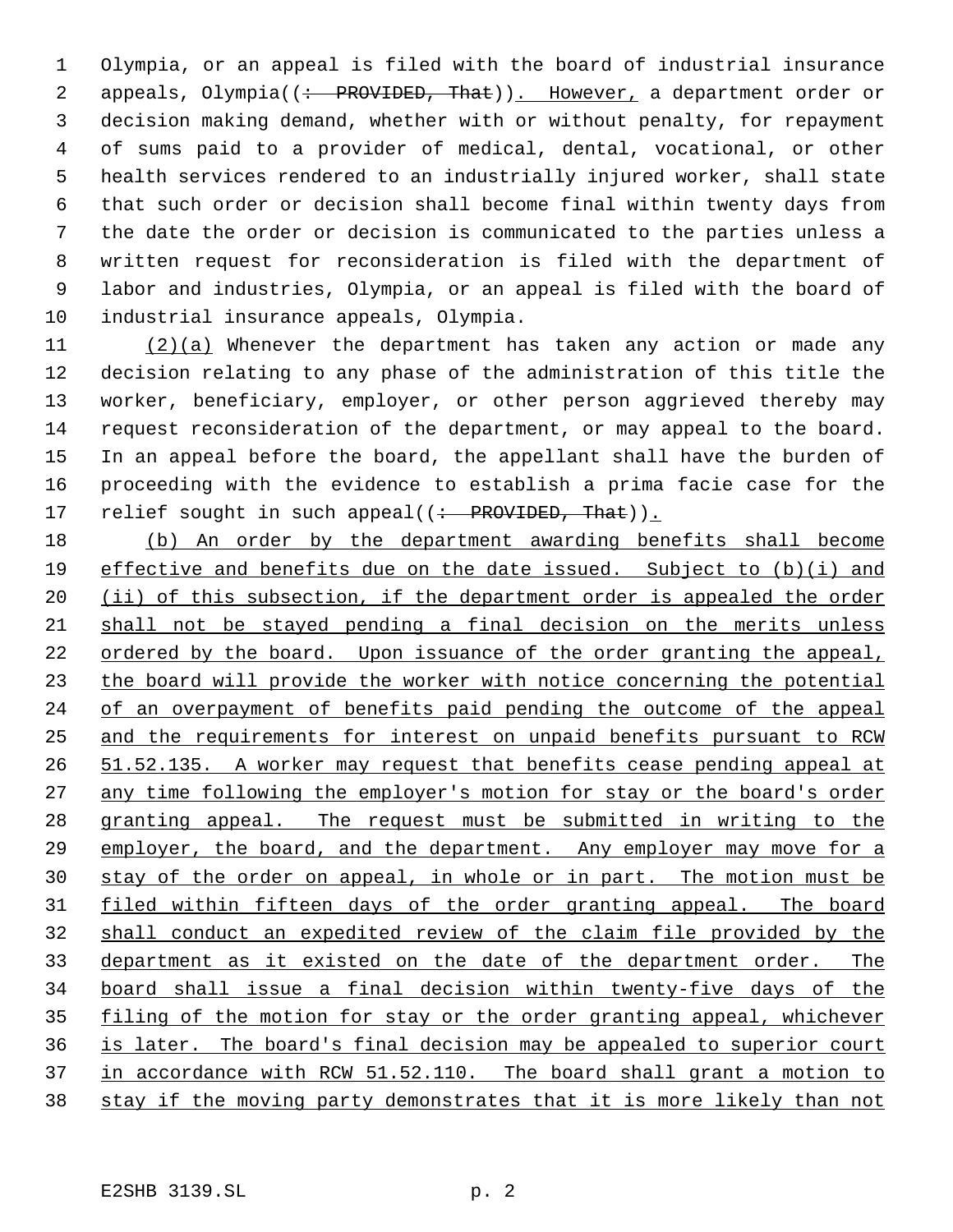Olympia, or an appeal is filed with the board of industrial insurance appeals, Olympia((: PROVIDED, That)). However, a department order or decision making demand, whether with or without penalty, for repayment of sums paid to a provider of medical, dental, vocational, or other health services rendered to an industrially injured worker, shall state that such order or decision shall become final within twenty days from the date the order or decision is communicated to the parties unless a written request for reconsideration is filed with the department of labor and industries, Olympia, or an appeal is filed with the board of industrial insurance appeals, Olympia.

(2)(a) Whenever the department has taken any action or made any decision relating to any phase of the administration of this title the worker, beneficiary, employer, or other person aggrieved thereby may request reconsideration of the department, or may appeal to the board. In an appeal before the board, the appellant shall have the burden of proceeding with the evidence to establish a prima facie case for the relief sought in such appeal((: PROVIDED, That)).

(b) An order by the department awarding benefits shall become effective and benefits due on the date issued. Subject to (b)(i) and (ii) of this subsection, if the department order is appealed the order shall not be stayed pending a final decision on the merits unless ordered by the board. Upon issuance of the order granting the appeal, the board will provide the worker with notice concerning the potential of an overpayment of benefits paid pending the outcome of the appeal and the requirements for interest on unpaid benefits pursuant to RCW 51.52.135. A worker may request that benefits cease pending appeal at any time following the employer's motion for stay or the board's order granting appeal. The request must be submitted in writing to the employer, the board, and the department. Any employer may move for a stay of the order on appeal, in whole or in part. The motion must be filed within fifteen days of the order granting appeal. The board shall conduct an expedited review of the claim file provided by the department as it existed on the date of the department order. The board shall issue a final decision within twenty-five days of the filing of the motion for stay or the order granting appeal, whichever is later. The board's final decision may be appealed to superior court in accordance with RCW 51.52.110. The board shall grant a motion to stay if the moving party demonstrates that it is more likely than not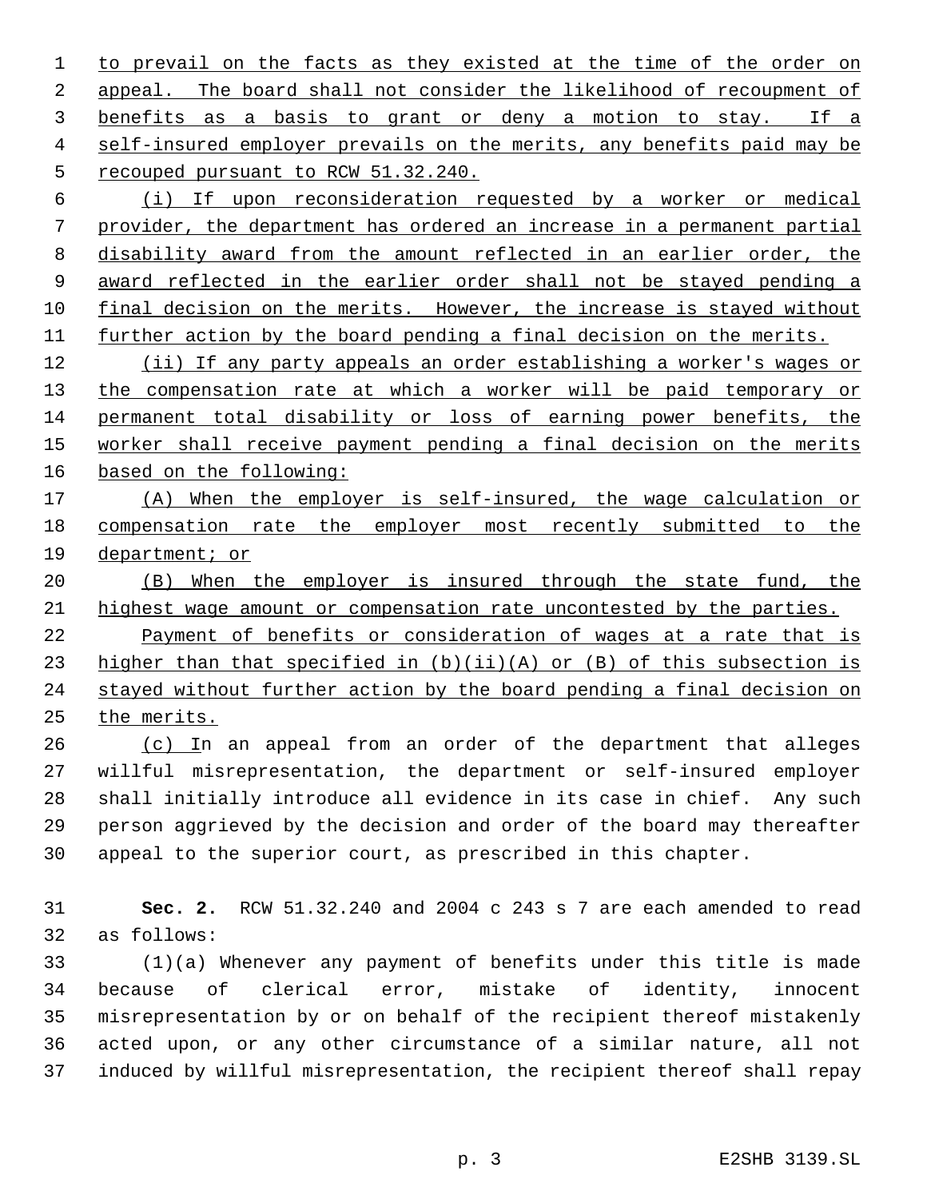to prevail on the facts as they existed at the time of the order on appeal. The board shall not consider the likelihood of recoupment of benefits as a basis to grant or deny a motion to stay. If a self-insured employer prevails on the merits, any benefits paid may be recouped pursuant to RCW 51.32.240.

(i) If upon reconsideration requested by a worker or medical provider, the department has ordered an increase in a permanent partial disability award from the amount reflected in an earlier order, the award reflected in the earlier order shall not be stayed pending a final decision on the merits. However, the increase is stayed without further action by the board pending a final decision on the merits.

(ii) If any party appeals an order establishing a worker's wages or the compensation rate at which a worker will be paid temporary or permanent total disability or loss of earning power benefits, the worker shall receive payment pending a final decision on the merits based on the following:

(A) When the employer is self-insured, the wage calculation or compensation rate the employer most recently submitted to the department; or

(B) When the employer is insured through the state fund, the highest wage amount or compensation rate uncontested by the parties.

Payment of benefits or consideration of wages at a rate that is higher than that specified in (b)(ii)(A) or (B) of this subsection is stayed without further action by the board pending a final decision on the merits.

(c) In an appeal from an order of the department that alleges willful misrepresentation, the department or self-insured employer shall initially introduce all evidence in its case in chief. Any such person aggrieved by the decision and order of the board may thereafter appeal to the superior court, as prescribed in this chapter.

**Sec. 2.** RCW 51.32.240 and 2004 c 243 s 7 are each amended to read as follows:

(1)(a) Whenever any payment of benefits under this title is made because of clerical error, mistake of identity, innocent misrepresentation by or on behalf of the recipient thereof mistakenly acted upon, or any other circumstance of a similar nature, all not induced by willful misrepresentation, the recipient thereof shall repay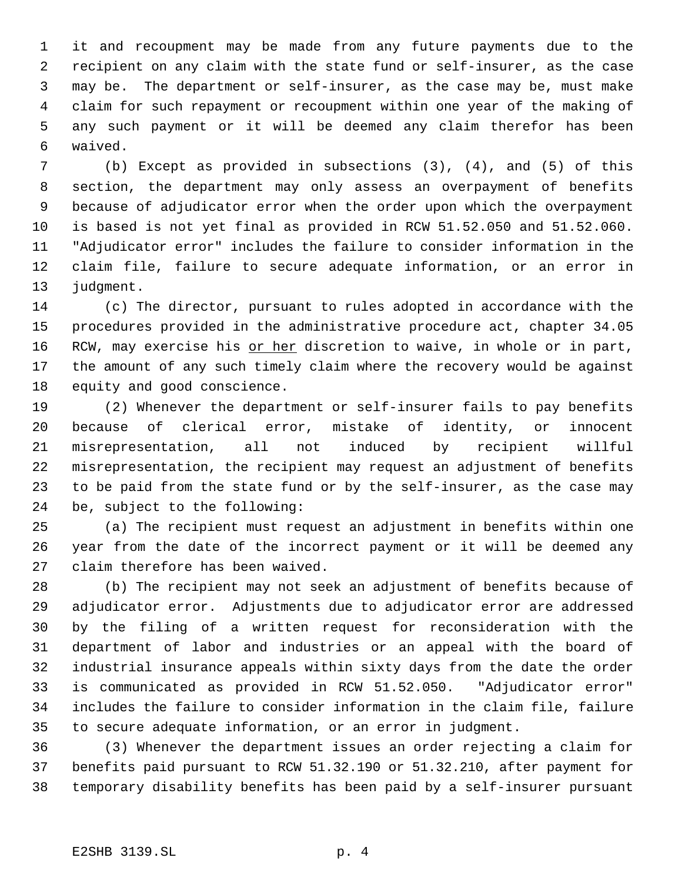it and recoupment may be made from any future payments due to the recipient on any claim with the state fund or self-insurer, as the case may be. The department or self-insurer, as the case may be, must make claim for such repayment or recoupment within one year of the making of any such payment or it will be deemed any claim therefor has been waived.

(b) Except as provided in subsections (3), (4), and (5) of this section, the department may only assess an overpayment of benefits because of adjudicator error when the order upon which the overpayment is based is not yet final as provided in RCW 51.52.050 and 51.52.060. "Adjudicator error" includes the failure to consider information in the claim file, failure to secure adequate information, or an error in judgment.

(c) The director, pursuant to rules adopted in accordance with the procedures provided in the administrative procedure act, chapter 34.05 RCW, may exercise his <u>or her</u> discretion to waive, in whole or in part, the amount of any such timely claim where the recovery would be against equity and good conscience.

(2) Whenever the department or self-insurer fails to pay benefits because of clerical error, mistake of identity, or innocent misrepresentation, all not induced by recipient willful misrepresentation, the recipient may request an adjustment of benefits to be paid from the state fund or by the self-insurer, as the case may be, subject to the following:

(a) The recipient must request an adjustment in benefits within one year from the date of the incorrect payment or it will be deemed any claim therefore has been waived.

(b) The recipient may not seek an adjustment of benefits because of adjudicator error. Adjustments due to adjudicator error are addressed by the filing of a written request for reconsideration with the department of labor and industries or an appeal with the board of industrial insurance appeals within sixty days from the date the order is communicated as provided in RCW 51.52.050. "Adjudicator error" includes the failure to consider information in the claim file, failure to secure adequate information, or an error in judgment.

(3) Whenever the department issues an order rejecting a claim for benefits paid pursuant to RCW 51.32.190 or 51.32.210, after payment for temporary disability benefits has been paid by a self-insurer pursuant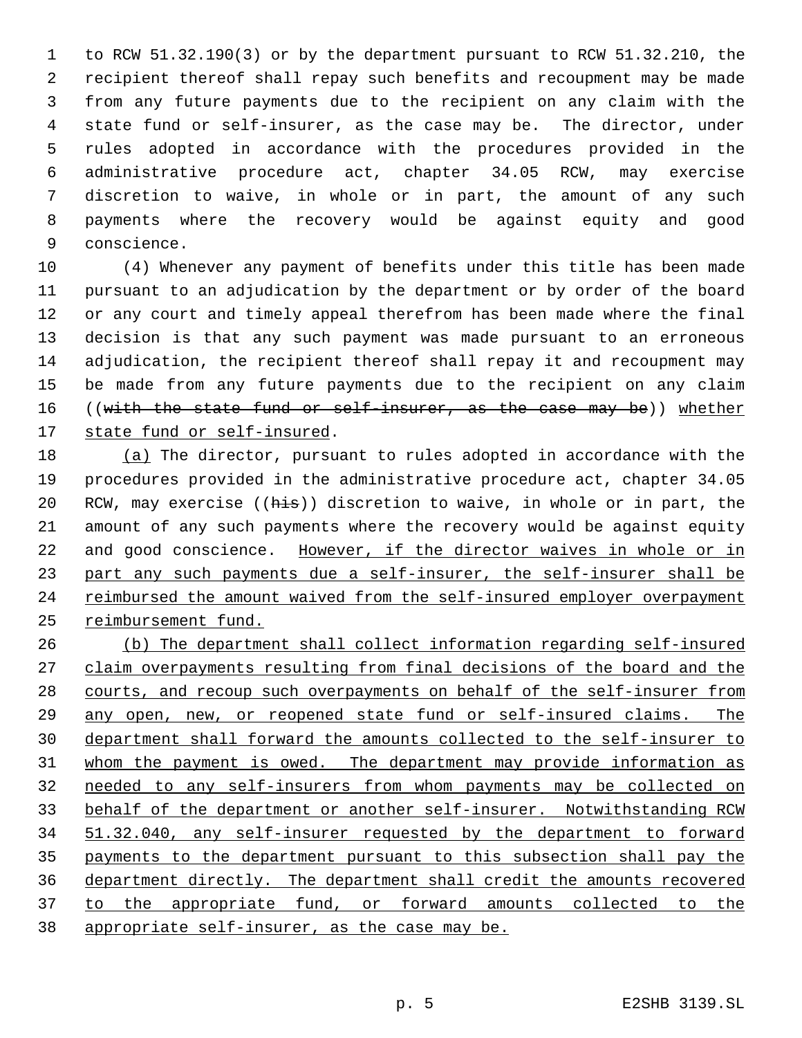to RCW 51.32.190(3) or by the department pursuant to RCW 51.32.210, the recipient thereof shall repay such benefits and recoupment may be made from any future payments due to the recipient on any claim with the state fund or self-insurer, as the case may be. The director, under rules adopted in accordance with the procedures provided in the administrative procedure act, chapter 34.05 RCW, may exercise discretion to waive, in whole or in part, the amount of any such payments where the recovery would be against equity and good conscience.

(4) Whenever any payment of benefits under this title has been made pursuant to an adjudication by the department or by order of the board or any court and timely appeal therefrom has been made where the final decision is that any such payment was made pursuant to an erroneous adjudication, the recipient thereof shall repay it and recoupment may be made from any future payments due to the recipient on any claim ((~~with the state fund or self-insurer, as the case may be~~)) whether state fund or self-insured.

(a) The director, pursuant to rules adopted in accordance with the procedures provided in the administrative procedure act, chapter 34.05 RCW, may exercise ((~~his~~)) discretion to waive, in whole or in part, the amount of any such payments where the recovery would be against equity and good conscience. However, if the director waives in whole or in part any such payments due a self-insurer, the self-insurer shall be reimbursed the amount waived from the self-insured employer overpayment reimbursement fund.

(b) The department shall collect information regarding self-insured claim overpayments resulting from final decisions of the board and the courts, and recoup such overpayments on behalf of the self-insurer from any open, new, or reopened state fund or self-insured claims. The department shall forward the amounts collected to the self-insurer to whom the payment is owed. The department may provide information as needed to any self-insurers from whom payments may be collected on behalf of the department or another self-insurer. Notwithstanding RCW 51.32.040, any self-insurer requested by the department to forward payments to the department pursuant to this subsection shall pay the department directly. The department shall credit the amounts recovered to the appropriate fund, or forward amounts collected to the appropriate self-insurer, as the case may be.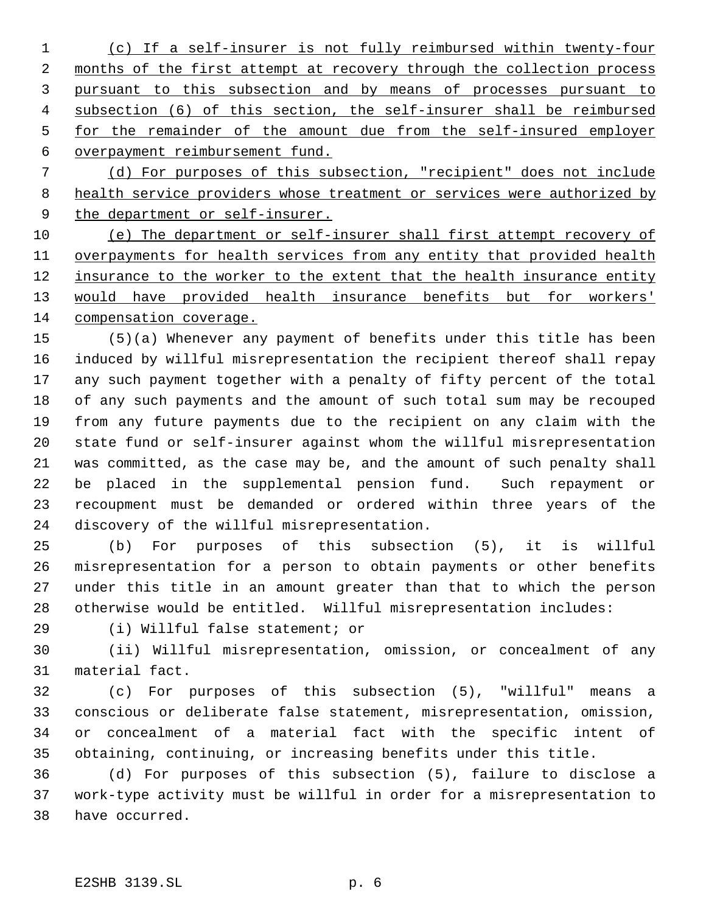(c) If a self-insurer is not fully reimbursed within twenty-four months of the first attempt at recovery through the collection process pursuant to this subsection and by means of processes pursuant to subsection (6) of this section, the self-insurer shall be reimbursed for the remainder of the amount due from the self-insured employer overpayment reimbursement fund.

(d) For purposes of this subsection, "recipient" does not include health service providers whose treatment or services were authorized by the department or self-insurer.

(e) The department or self-insurer shall first attempt recovery of overpayments for health services from any entity that provided health insurance to the worker to the extent that the health insurance entity would have provided health insurance benefits but for workers' compensation coverage.

(5)(a) Whenever any payment of benefits under this title has been induced by willful misrepresentation the recipient thereof shall repay any such payment together with a penalty of fifty percent of the total of any such payments and the amount of such total sum may be recouped from any future payments due to the recipient on any claim with the state fund or self-insurer against whom the willful misrepresentation was committed, as the case may be, and the amount of such penalty shall be placed in the supplemental pension fund. Such repayment or recoupment must be demanded or ordered within three years of the discovery of the willful misrepresentation.

(b) For purposes of this subsection (5), it is willful misrepresentation for a person to obtain payments or other benefits under this title in an amount greater than that to which the person otherwise would be entitled. Willful misrepresentation includes:

(i) Willful false statement; or

(ii) Willful misrepresentation, omission, or concealment of any material fact.

(c) For purposes of this subsection (5), "willful" means a conscious or deliberate false statement, misrepresentation, omission, or concealment of a material fact with the specific intent of obtaining, continuing, or increasing benefits under this title.

(d) For purposes of this subsection (5), failure to disclose a work-type activity must be willful in order for a misrepresentation to have occurred.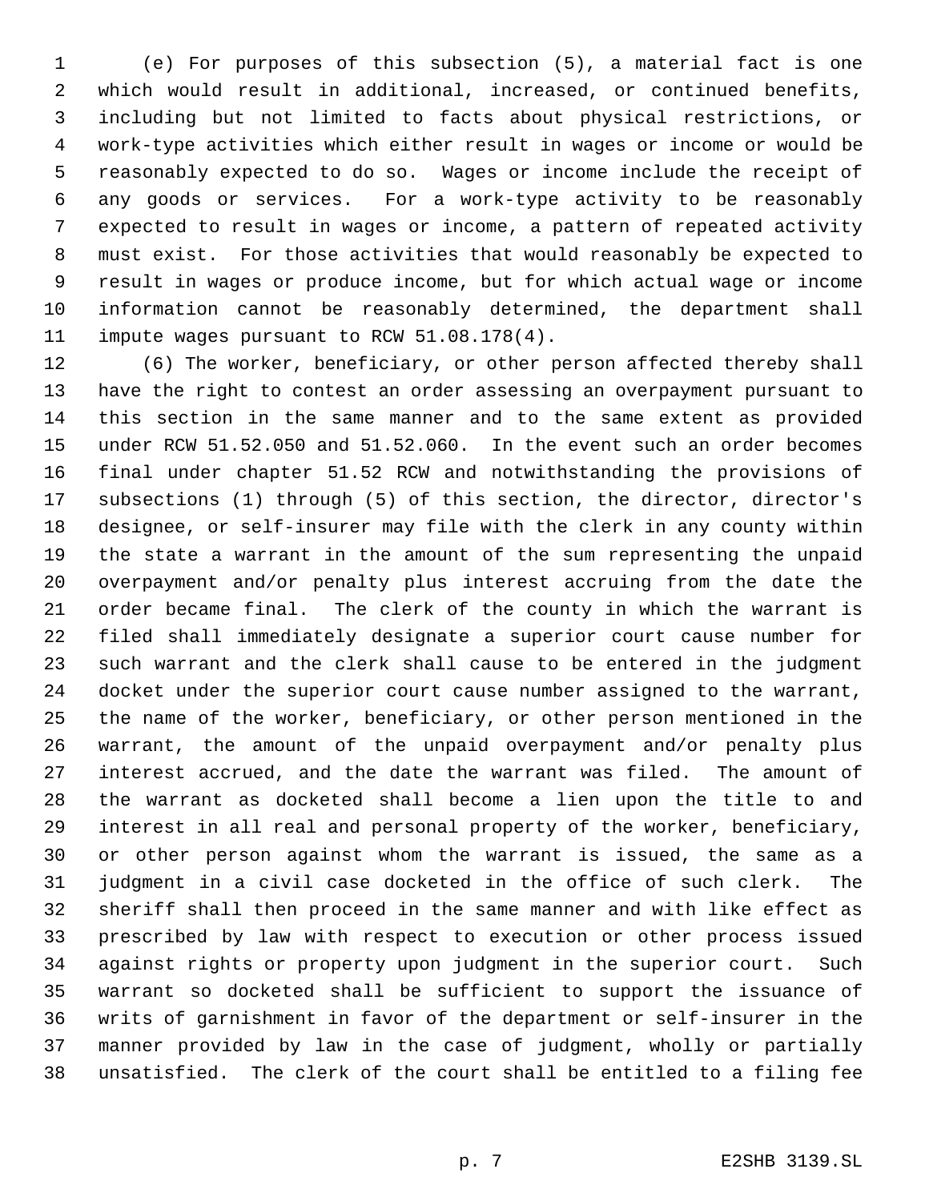(e) For purposes of this subsection (5), a material fact is one which would result in additional, increased, or continued benefits, including but not limited to facts about physical restrictions, or work-type activities which either result in wages or income or would be reasonably expected to do so. Wages or income include the receipt of any goods or services. For a work-type activity to be reasonably expected to result in wages or income, a pattern of repeated activity must exist. For those activities that would reasonably be expected to result in wages or produce income, but for which actual wage or income information cannot be reasonably determined, the department shall impute wages pursuant to RCW 51.08.178(4).

(6) The worker, beneficiary, or other person affected thereby shall have the right to contest an order assessing an overpayment pursuant to this section in the same manner and to the same extent as provided under RCW 51.52.050 and 51.52.060. In the event such an order becomes final under chapter 51.52 RCW and notwithstanding the provisions of subsections (1) through (5) of this section, the director, director's designee, or self-insurer may file with the clerk in any county within the state a warrant in the amount of the sum representing the unpaid overpayment and/or penalty plus interest accruing from the date the order became final. The clerk of the county in which the warrant is filed shall immediately designate a superior court cause number for such warrant and the clerk shall cause to be entered in the judgment docket under the superior court cause number assigned to the warrant, the name of the worker, beneficiary, or other person mentioned in the warrant, the amount of the unpaid overpayment and/or penalty plus interest accrued, and the date the warrant was filed. The amount of the warrant as docketed shall become a lien upon the title to and interest in all real and personal property of the worker, beneficiary, or other person against whom the warrant is issued, the same as a judgment in a civil case docketed in the office of such clerk. The sheriff shall then proceed in the same manner and with like effect as prescribed by law with respect to execution or other process issued against rights or property upon judgment in the superior court. Such warrant so docketed shall be sufficient to support the issuance of writs of garnishment in favor of the department or self-insurer in the manner provided by law in the case of judgment, wholly or partially unsatisfied. The clerk of the court shall be entitled to a filing fee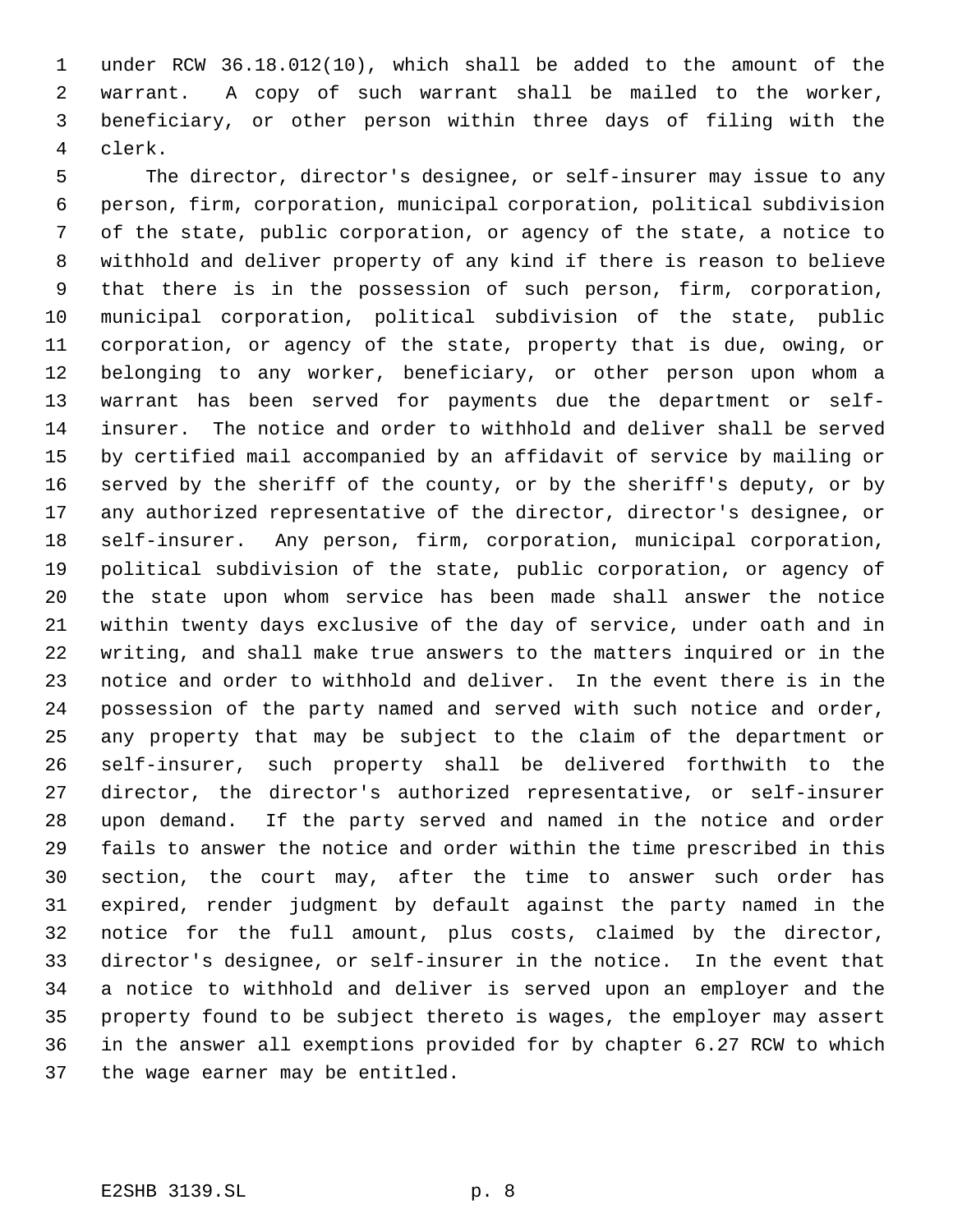under RCW 36.18.012(10), which shall be added to the amount of the warrant. A copy of such warrant shall be mailed to the worker, beneficiary, or other person within three days of filing with the clerk.

The director, director's designee, or self-insurer may issue to any person, firm, corporation, municipal corporation, political subdivision of the state, public corporation, or agency of the state, a notice to withhold and deliver property of any kind if there is reason to believe that there is in the possession of such person, firm, corporation, municipal corporation, political subdivision of the state, public corporation, or agency of the state, property that is due, owing, or belonging to any worker, beneficiary, or other person upon whom a warrant has been served for payments due the department or self-insurer. The notice and order to withhold and deliver shall be served by certified mail accompanied by an affidavit of service by mailing or served by the sheriff of the county, or by the sheriff's deputy, or by any authorized representative of the director, director's designee, or self-insurer. Any person, firm, corporation, municipal corporation, political subdivision of the state, public corporation, or agency of the state upon whom service has been made shall answer the notice within twenty days exclusive of the day of service, under oath and in writing, and shall make true answers to the matters inquired or in the notice and order to withhold and deliver. In the event there is in the possession of the party named and served with such notice and order, any property that may be subject to the claim of the department or self-insurer, such property shall be delivered forthwith to the director, the director's authorized representative, or self-insurer upon demand. If the party served and named in the notice and order fails to answer the notice and order within the time prescribed in this section, the court may, after the time to answer such order has expired, render judgment by default against the party named in the notice for the full amount, plus costs, claimed by the director, director's designee, or self-insurer in the notice. In the event that a notice to withhold and deliver is served upon an employer and the property found to be subject thereto is wages, the employer may assert in the answer all exemptions provided for by chapter 6.27 RCW to which the wage earner may be entitled.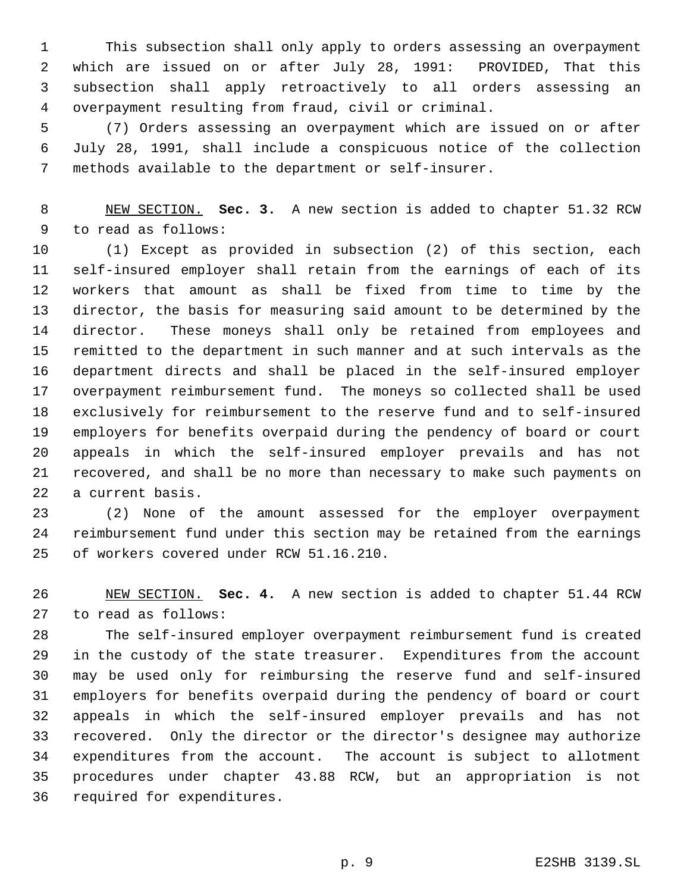This subsection shall only apply to orders assessing an overpayment which are issued on or after July 28, 1991: PROVIDED, That this subsection shall apply retroactively to all orders assessing an overpayment resulting from fraud, civil or criminal.

(7) Orders assessing an overpayment which are issued on or after July 28, 1991, shall include a conspicuous notice of the collection methods available to the department or self-insurer.

NEW SECTION. **Sec. 3.** A new section is added to chapter 51.32 RCW to read as follows:

(1) Except as provided in subsection (2) of this section, each self-insured employer shall retain from the earnings of each of its workers that amount as shall be fixed from time to time by the director, the basis for measuring said amount to be determined by the director. These moneys shall only be retained from employees and remitted to the department in such manner and at such intervals as the department directs and shall be placed in the self-insured employer overpayment reimbursement fund. The moneys so collected shall be used exclusively for reimbursement to the reserve fund and to self-insured employers for benefits overpaid during the pendency of board or court appeals in which the self-insured employer prevails and has not recovered, and shall be no more than necessary to make such payments on a current basis.

(2) None of the amount assessed for the employer overpayment reimbursement fund under this section may be retained from the earnings of workers covered under RCW 51.16.210.

NEW SECTION. **Sec. 4.** A new section is added to chapter 51.44 RCW to read as follows:

The self-insured employer overpayment reimbursement fund is created in the custody of the state treasurer. Expenditures from the account may be used only for reimbursing the reserve fund and self-insured employers for benefits overpaid during the pendency of board or court appeals in which the self-insured employer prevails and has not recovered. Only the director or the director's designee may authorize expenditures from the account. The account is subject to allotment procedures under chapter 43.88 RCW, but an appropriation is not required for expenditures.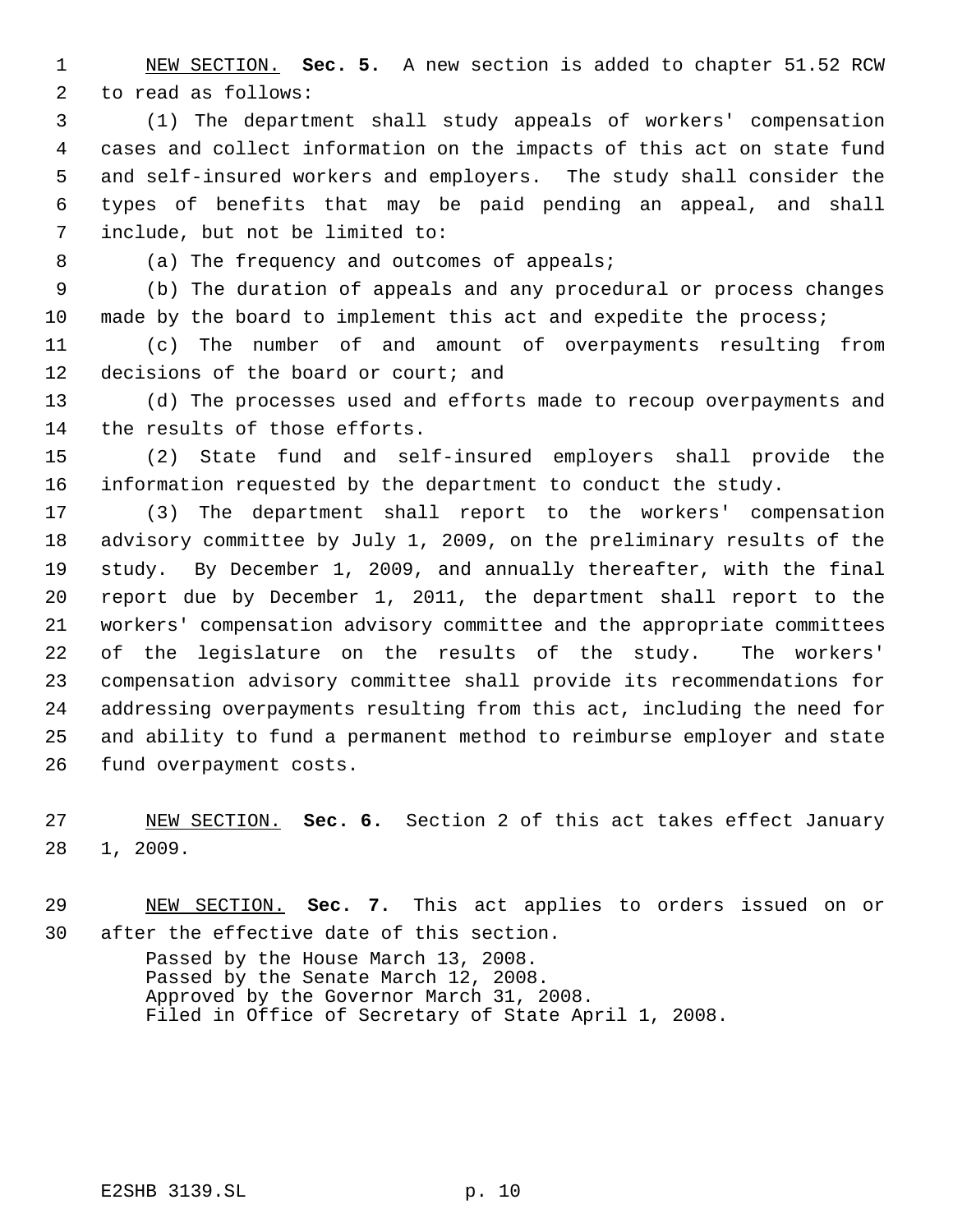NEW SECTION. **Sec. 5.** A new section is added to chapter 51.52 RCW to read as follows:

(1) The department shall study appeals of workers' compensation cases and collect information on the impacts of this act on state fund and self-insured workers and employers. The study shall consider the types of benefits that may be paid pending an appeal, and shall include, but not be limited to:

(a) The frequency and outcomes of appeals;

(b) The duration of appeals and any procedural or process changes made by the board to implement this act and expedite the process;

(c) The number of and amount of overpayments resulting from decisions of the board or court; and

(d) The processes used and efforts made to recoup overpayments and the results of those efforts.

(2) State fund and self-insured employers shall provide the information requested by the department to conduct the study.

(3) The department shall report to the workers' compensation advisory committee by July 1, 2009, on the preliminary results of the study. By December 1, 2009, and annually thereafter, with the final report due by December 1, 2011, the department shall report to the workers' compensation advisory committee and the appropriate committees of the legislature on the results of the study. The workers' compensation advisory committee shall provide its recommendations for addressing overpayments resulting from this act, including the need for and ability to fund a permanent method to reimburse employer and state fund overpayment costs.

NEW SECTION. **Sec. 6.** Section 2 of this act takes effect January 1, 2009.

NEW SECTION. **Sec. 7.** This act applies to orders issued on or after the effective date of this section.

Passed by the House March 13, 2008.
Passed by the Senate March 12, 2008.
Approved by the Governor March 31, 2008.
Filed in Office of Secretary of State April 1, 2008.